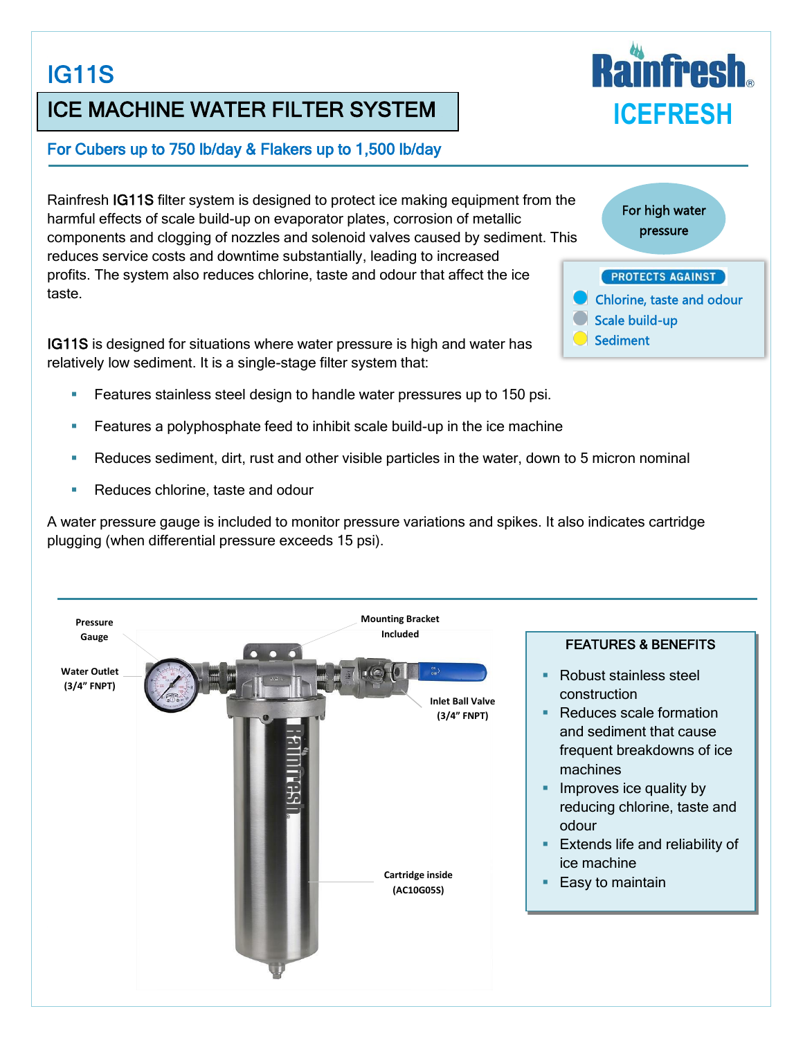# IG11S

## ICE MACHINE WATER FILTER SYSTEM

**Rainfresh ICEFRESH**

### For Cubers up to 750 lb/day & Flakers up to 1,500 lb/day

Rainfresh **IG11S** filter system is designed to protect ice making equipment from the harmful effects of scale build-up on evaporator plates, corrosion of metallic components and clogging of nozzles and solenoid valves caused by sediment. This reduces service costs and downtime substantially, leading to increased profits. The system also reduces chlorine, taste and odour that affect the ice taste.

For high water pressure

**PROTECTS AGAINST**

- Chlorine, taste and odour
- Scale build-up
- Sediment

**IG11S** is designed for situations where water pressure is high and water has relatively low sediment. It is a single-stage filter system that:

- Features stainless steel design to handle water pressures up to 150 psi.
- Features a polyphosphate feed to inhibit scale build-up in the ice machine
- Reduces sediment, dirt, rust and other visible particles in the water, down to 5 micron nominal
- Reduces chlorine, taste and odour

A water pressure gauge is included to monitor pressure variations and spikes. It also indicates cartridge plugging (when differential pressure exceeds 15 psi).

Pressure Gauge

Water Outlet (3/4" FNPT)

Mounting Bracket Included

Inlet Ball Valve (3/4" FNPT)

Cartridge inside (AC10G05S)

**FEATURES & BENEFITS**

- Robust stainless steel construction
- Reduces scale formation and sediment that cause frequent breakdowns of ice machines
- Improves ice quality by reducing chlorine, taste and odour
- Extends life and reliability of ice machine
- Easy to maintain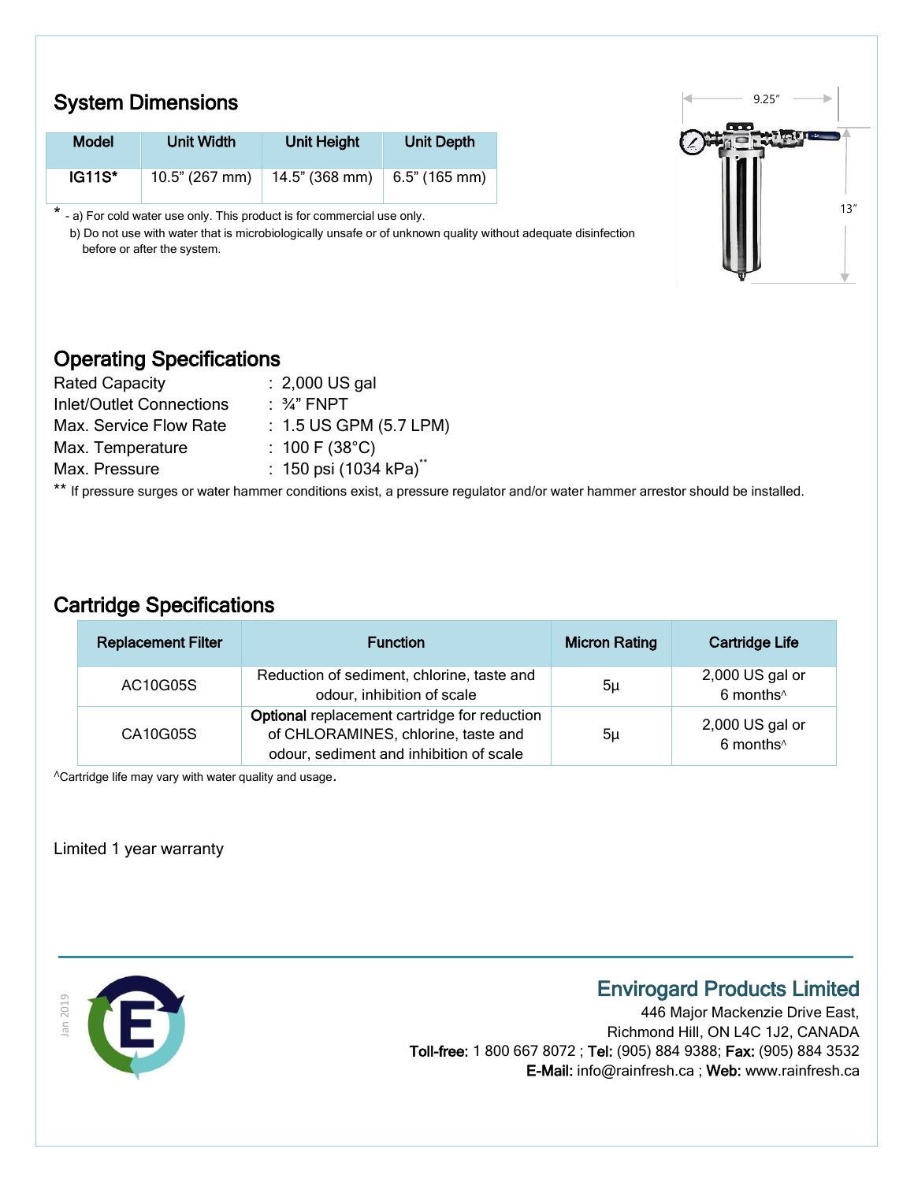## System Dimensions

| Model | Unit Width | Unit Height | Unit Depth |
|---|---|---|---|
| IG11S* | 10.5" (267 mm) | 14.5" (368 mm) | 6.5" (165 mm) |

\* - a) For cold water use only. This product is for commercial use only.
b) Do not use with water that is microbiologically unsafe or of unknown quality without adequate disinfection before or after the system.

9.25"

13"

## Operating Specifications

Rated Capacity : 2,000 US gal
Inlet/Outlet Connections : ¾" FNPT
Max. Service Flow Rate : 1.5 US GPM (5.7 LPM)
Max. Temperature : 100 F (38°C)
Max. Pressure : 150 psi (1034 kPa)**

** If pressure surges or water hammer conditions exist, a pressure regulator and/or water hammer arrestor should be installed.

## Cartridge Specifications

| Replacement Filter | Function | Micron Rating | Cartridge Life |
|---|---|---|---|
| AC10G05S | Reduction of sediment, chlorine, taste and odour, inhibition of scale | 5µ | 2,000 US gal or 6 months^ |
| CA10G05S | **Optional** replacement cartridge for reduction of CHLORAMINES, chlorine, taste and odour, sediment and inhibition of scale | 5µ | 2,000 US gal or 6 months^ |

^Cartridge life may vary with water quality and usage.

Limited 1 year warranty

Jan 2019

**Envirogard Products Limited**
446 Major Mackenzie Drive East,
Richmond Hill, ON L4C 1J2, CANADA
**Toll-free:** 1 800 667 8072 ; **Tel:** (905) 884 9388; **Fax:** (905) 884 3532
**E-Mail:** info@rainfresh.ca ; **Web:** www.rainfresh.ca